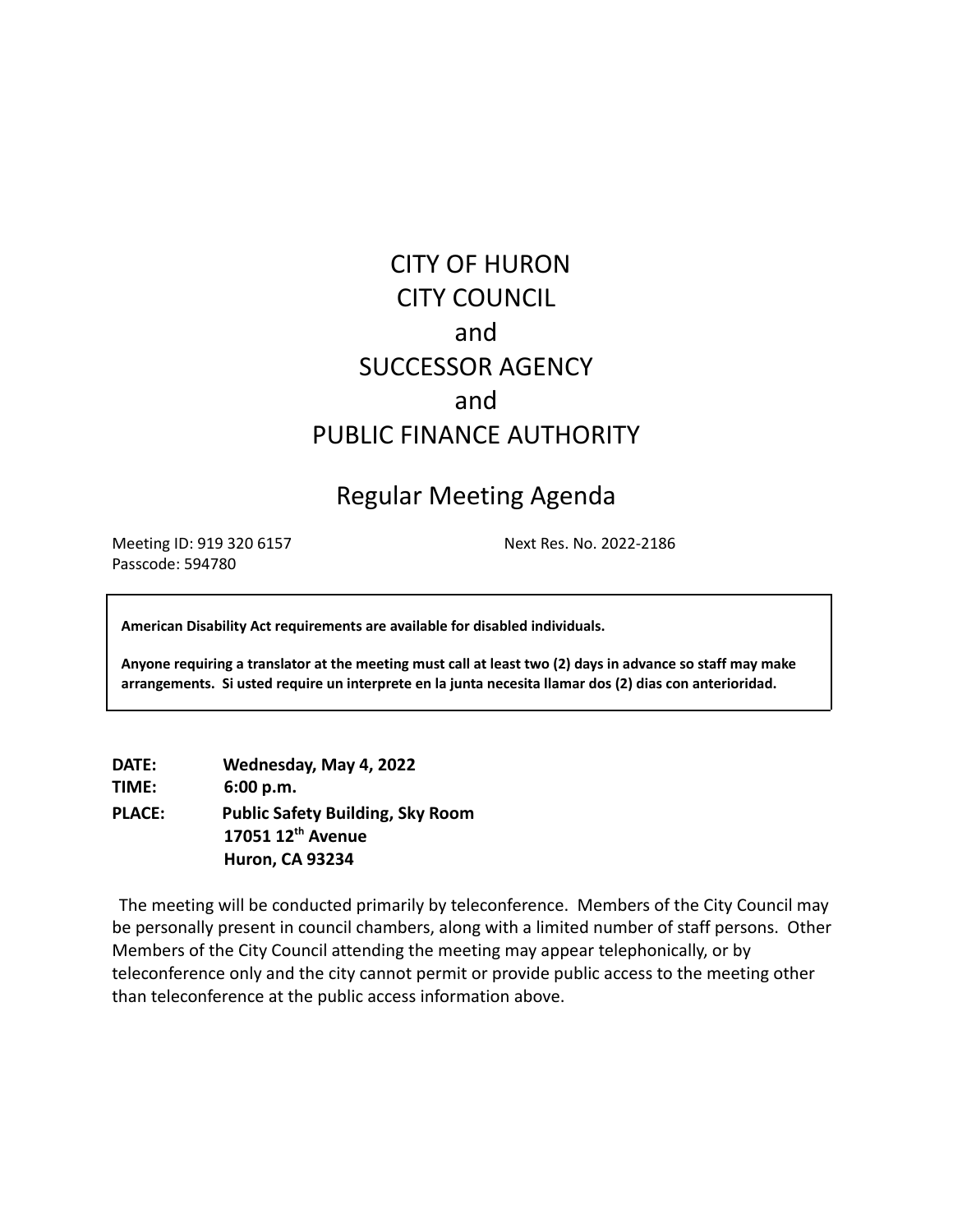# CITY OF HURON
# CITY COUNCIL
# and
# SUCCESSOR AGENCY
# and
# PUBLIC FINANCE AUTHORITY

## Regular Meeting Agenda

Meeting ID: 919 320 6157 Next Res. No. 2022-2186
Passcode: 594780

**American Disability Act requirements are available for disabled individuals.**

**Anyone requiring a translator at the meeting must call at least two (2) days in advance so staff may make arrangements. Si usted require un interprete en la junta necesita llamar dos (2) dias con anterioridad.**

**DATE:** **Wednesday, May 4, 2022**
**TIME:** **6:00 p.m.**
**PLACE:** **Public Safety Building, Sky Room**
**17051 12th Avenue**
**Huron, CA 93234**

The meeting will be conducted primarily by teleconference. Members of the City Council may be personally present in council chambers, along with a limited number of staff persons. Other Members of the City Council attending the meeting may appear telephonically, or by teleconference only and the city cannot permit or provide public access to the meeting other than teleconference at the public access information above.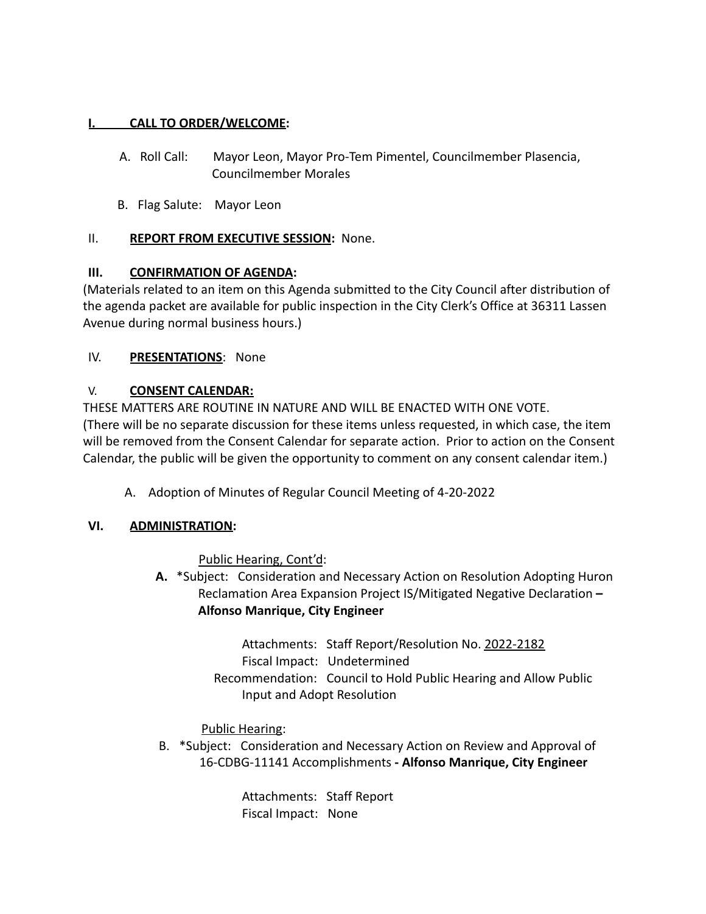## I. CALL TO ORDER/WELCOME:

A. Roll Call: Mayor Leon, Mayor Pro-Tem Pimentel, Councilmember Plasencia, Councilmember Morales

B. Flag Salute: Mayor Leon

## II. REPORT FROM EXECUTIVE SESSION: None.

## III. CONFIRMATION OF AGENDA:

(Materials related to an item on this Agenda submitted to the City Council after distribution of the agenda packet are available for public inspection in the City Clerk's Office at 36311 Lassen Avenue during normal business hours.)

## IV. PRESENTATIONS: None

## V. CONSENT CALENDAR:

THESE MATTERS ARE ROUTINE IN NATURE AND WILL BE ENACTED WITH ONE VOTE.
(There will be no separate discussion for these items unless requested, in which case, the item will be removed from the Consent Calendar for separate action. Prior to action on the Consent Calendar, the public will be given the opportunity to comment on any consent calendar item.)

A. Adoption of Minutes of Regular Council Meeting of 4-20-2022

## VI. ADMINISTRATION:

Public Hearing, Cont'd:

**A.** *Subject: Consideration and Necessary Action on Resolution Adopting Huron Reclamation Area Expansion Project IS/Mitigated Negative Declaration **– Alfonso Manrique, City Engineer**

Attachments: Staff Report/Resolution No. 2022-2182
Fiscal Impact: Undetermined
Recommendation: Council to Hold Public Hearing and Allow Public Input and Adopt Resolution

Public Hearing:

B. *Subject: Consideration and Necessary Action on Review and Approval of 16-CDBG-11141 Accomplishments **- Alfonso Manrique, City Engineer**

Attachments: Staff Report
Fiscal Impact: None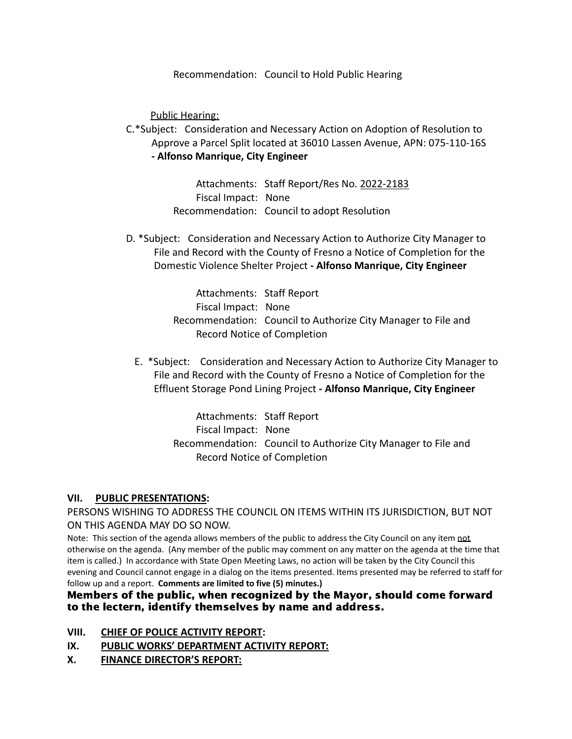Recommendation: Council to Hold Public Hearing

<u>Public Hearing:</u>

C.*Subject: Consideration and Necessary Action on Adoption of Resolution to Approve a Parcel Split located at 36010 Lassen Avenue, APN: 075-110-16S **- Alfonso Manrique, City Engineer**

Attachments: Staff Report/Res No. <u>2022-2183</u>
Fiscal Impact: None
Recommendation: Council to adopt Resolution

D. *Subject: Consideration and Necessary Action to Authorize City Manager to File and Record with the County of Fresno a Notice of Completion for the Domestic Violence Shelter Project **- Alfonso Manrique, City Engineer**

Attachments: Staff Report
Fiscal Impact: None
Recommendation: Council to Authorize City Manager to File and Record Notice of Completion

E. *Subject: Consideration and Necessary Action to Authorize City Manager to File and Record with the County of Fresno a Notice of Completion for the Effluent Storage Pond Lining Project **- Alfonso Manrique, City Engineer**

Attachments: Staff Report
Fiscal Impact: None
Recommendation: Council to Authorize City Manager to File and Record Notice of Completion

## VII. PUBLIC PRESENTATIONS:

PERSONS WISHING TO ADDRESS THE COUNCIL ON ITEMS WITHIN ITS JURISDICTION, BUT NOT ON THIS AGENDA MAY DO SO NOW.

Note: This section of the agenda allows members of the public to address the City Council on any item <u>not</u> otherwise on the agenda. (Any member of the public may comment on any matter on the agenda at the time that item is called.) In accordance with State Open Meeting Laws, no action will be taken by the City Council this evening and Council cannot engage in a dialog on the items presented. Items presented may be referred to staff for follow up and a report. **Comments are limited to five (5) minutes.)**

**Members of the public, when recognized by the Mayor, should come forward to the lectern, identify themselves by name and address.**

## VIII. CHIEF OF POLICE ACTIVITY REPORT:

## IX. PUBLIC WORKS' DEPARTMENT ACTIVITY REPORT:

## X. FINANCE DIRECTOR'S REPORT: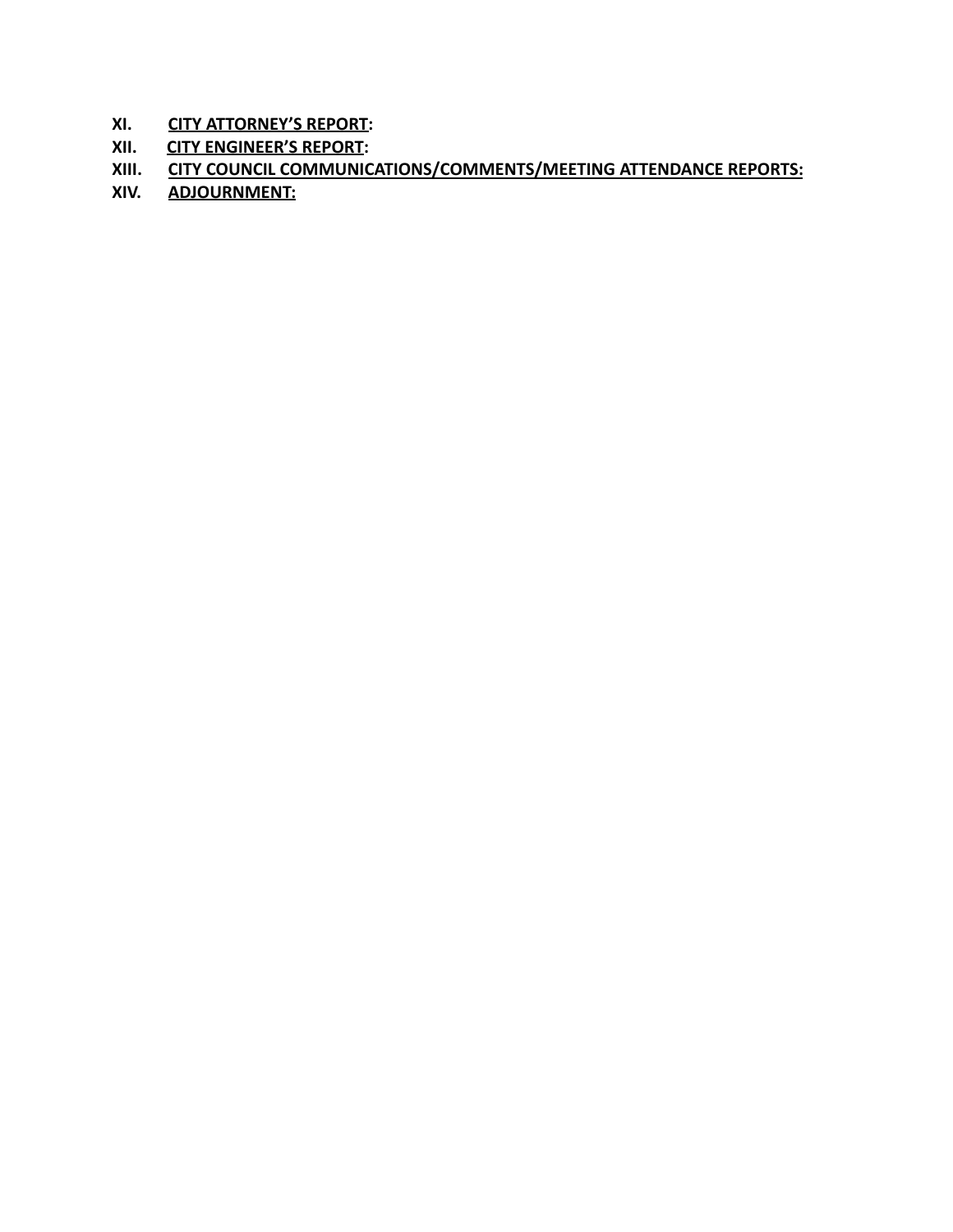**XI. CITY ATTORNEY'S REPORT:**

**XII. CITY ENGINEER'S REPORT:**

**XIII. CITY COUNCIL COMMUNICATIONS/COMMENTS/MEETING ATTENDANCE REPORTS:**

**XIV. ADJOURNMENT:**